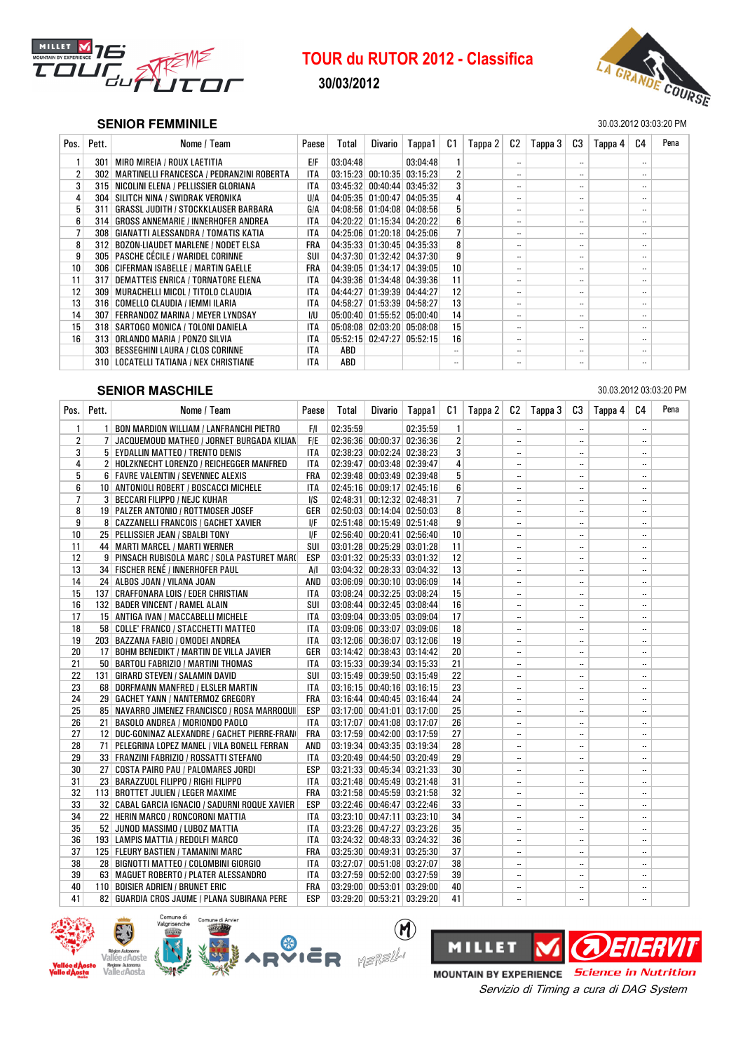# TOUR du RUTOR 2012 - Classifica

## 30/03/2012

### SENIOR FEMMINILE

30.03.2012 03:03:20 PM

| Pos. | Pett. | Nome / Team | Paese | Total | Divario | Tappa1 | C1 | Tappa 2 | C2 | Tappa 3 | C3 | Tappa 4 | C4 | Pena |
|---|---|---|---|---|---|---|---|---|---|---|---|---|---|---|
| 1 | 301 | MIRO MIREIA / ROUX LAETITIA | E/F | 03:04:48 | | 03:04:48 | 1 | | -- | | -- | | -- | |
| 2 | 302 | MARTINELLI FRANCESCA / PEDRANZINI ROBERTA | ITA | 03:15:23 | 00:10:35 | 03:15:23 | 2 | | -- | | -- | | -- | |
| 3 | 315 | NICOLINI ELENA / PELLISSIER GLORIANA | ITA | 03:45:32 | 00:40:44 | 03:45:32 | 3 | | -- | | -- | | -- | |
| 4 | 304 | SILITCH NINA / SWIDRAK VERONIKA | U/A | 04:05:35 | 01:00:47 | 04:05:35 | 4 | | -- | | -- | | -- | |
| 5 | 311 | GRASSL JUDITH / STOCKKLAUSER BARBARA | G/A | 04:08:56 | 01:04:08 | 04:08:56 | 5 | | -- | | -- | | -- | |
| 6 | 314 | GROSS ANNEMARIE / INNERHOFER ANDREA | ITA | 04:20:22 | 01:15:34 | 04:20:22 | 6 | | -- | | -- | | -- | |
| 7 | 308 | GIANATTI ALESSANDRA / TOMATIS KATIA | ITA | 04:25:06 | 01:20:18 | 04:25:06 | 7 | | -- | | -- | | -- | |
| 8 | 312 | BOZON-LIAUDET MARLENE / NODET ELSA | FRA | 04:35:33 | 01:30:45 | 04:35:33 | 8 | | -- | | -- | | -- | |
| 9 | 305 | PASCHE CÉCILE / WARIDEL CORINNE | SUI | 04:37:30 | 01:32:42 | 04:37:30 | 9 | | -- | | -- | | -- | |
| 10 | 306 | CIFERMAN ISABELLE / MARTIN GAELLE | FRA | 04:39:05 | 01:34:17 | 04:39:05 | 10 | | -- | | -- | | -- | |
| 11 | 317 | DEMATTEIS ENRICA / TORNATORE ELENA | ITA | 04:39:36 | 01:34:48 | 04:39:36 | 11 | | -- | | -- | | -- | |
| 12 | 309 | MURACHELLI MICOL / TITOLO CLAUDIA | ITA | 04:44:27 | 01:39:39 | 04:44:27 | 12 | | -- | | -- | | -- | |
| 13 | 316 | COMELLO CLAUDIA / IEMMI ILARIA | ITA | 04:58:27 | 01:53:39 | 04:58:27 | 13 | | -- | | -- | | -- | |
| 14 | 307 | FERRANDOZ MARINA / MEYER LYNDSAY | I/U | 05:00:40 | 01:55:52 | 05:00:40 | 14 | | -- | | -- | | -- | |
| 15 | 318 | SARTOGO MONICA / TOLONI DANIELA | ITA | 05:08:08 | 02:03:20 | 05:08:08 | 15 | | -- | | -- | | -- | |
| 16 | 313 | ORLANDO MARIA / PONZO SILVIA | ITA | 05:52:15 | 02:47:27 | 05:52:15 | 16 | | -- | | -- | | -- | |
| | 303 | BESSEGHINI LAURA / CLOS CORINNE | ITA | ABD | | | -- | | -- | | -- | | -- | |
| | 310 | LOCATELLI TATIANA / NEX CHRISTIANE | ITA | ABD | | | -- | | -- | | -- | | -- | |

### SENIOR MASCHILE

30.03.2012 03:03:20 PM

| Pos. | Pett. | Nome / Team | Paese | Total | Divario | Tappa1 | C1 | Tappa 2 | C2 | Tappa 3 | C3 | Tappa 4 | C4 | Pena |
|---|---|---|---|---|---|---|---|---|---|---|---|---|---|---|
| 1 | 1 | BON MARDION WILLIAM / LANFRANCHI PIETRO | F/I | 02:35:59 | | 02:35:59 | 1 | | -- | | -- | | -- | |
| 2 | 7 | JACQUEMOUD MATHEO / JORNET BURGADA KILIAN | F/E | 02:36:36 | 00:00:37 | 02:36:36 | 2 | | -- | | -- | | -- | |
| 3 | 5 | EYDALLIN MATTEO / TRENTO DENIS | ITA | 02:38:23 | 00:02:24 | 02:38:23 | 3 | | -- | | -- | | -- | |
| 4 | 2 | HOLZKNECHT LORENZO / REICHEGGER MANFRED | ITA | 02:39:47 | 00:03:48 | 02:39:47 | 4 | | -- | | -- | | -- | |
| 5 | 6 | FAVRE VALENTIN / SEVENNEC ALEXIS | FRA | 02:39:48 | 00:03:49 | 02:39:48 | 5 | | -- | | -- | | -- | |
| 6 | 10 | ANTONIOLI ROBERT / BOSCACCI MICHELE | ITA | 02:45:16 | 00:09:17 | 02:45:16 | 6 | | -- | | -- | | -- | |
| 7 | 3 | BECCARI FILIPPO / NEJC KUHAR | I/S | 02:48:31 | 00:12:32 | 02:48:31 | 7 | | -- | | -- | | -- | |
| 8 | 19 | PALZER ANTONIO / ROTTMOSER JOSEF | GER | 02:50:03 | 00:14:04 | 02:50:03 | 8 | | -- | | -- | | -- | |
| 9 | 8 | CAZZANELLI FRANCOIS / GACHET XAVIER | I/F | 02:51:48 | 00:15:49 | 02:51:48 | 9 | | -- | | -- | | -- | |
| 10 | 25 | PELLISSIER JEAN / SBALBI TONY | I/F | 02:56:40 | 00:20:41 | 02:56:40 | 10 | | -- | | -- | | -- | |
| 11 | 44 | MARTI MARCEL / MARTI WERNER | SUI | 03:01:28 | 00:25:29 | 03:01:28 | 11 | | -- | | -- | | -- | |
| 12 | 9 | PINSACH RUBISOLA MARC / SOLA PASTURET MARC | ESP | 03:01:32 | 00:25:33 | 03:01:32 | 12 | | -- | | -- | | -- | |
| 13 | 34 | FISCHER RENÉ / INNERHOFER PAUL | A/I | 03:04:32 | 00:28:33 | 03:04:32 | 13 | | -- | | -- | | -- | |
| 14 | 24 | ALBOS JOAN / VILANA JOAN | AND | 03:06:09 | 00:30:10 | 03:06:09 | 14 | | -- | | -- | | -- | |
| 15 | 137 | CRAFFONARA LOIS / EDER CHRISTIAN | ITA | 03:08:24 | 00:32:25 | 03:08:24 | 15 | | -- | | -- | | -- | |
| 16 | 132 | BADER VINCENT / RAMEL ALAIN | SUI | 03:08:44 | 00:32:45 | 03:08:44 | 16 | | -- | | -- | | -- | |
| 17 | 15 | ANTIGA IVAN / MACCABELLI MICHELE | ITA | 03:09:04 | 00:33:05 | 03:09:04 | 17 | | -- | | -- | | -- | |
| 18 | 58 | COLLE' FRANCO / STACCHETTI MATTEO | ITA | 03:09:06 | 00:33:07 | 03:09:06 | 18 | | -- | | -- | | -- | |
| 19 | 203 | BAZZANA FABIO / OMODEI ANDREA | ITA | 03:12:06 | 00:36:07 | 03:12:06 | 19 | | -- | | -- | | -- | |
| 20 | 17 | BOHM BENEDIKT / MARTIN DE VILLA JAVIER | GER | 03:14:42 | 00:38:43 | 03:14:42 | 20 | | -- | | -- | | -- | |
| 21 | 50 | BARTOLI FABRIZIO / MARTINI THOMAS | ITA | 03:15:33 | 00:39:34 | 03:15:33 | 21 | | -- | | -- | | -- | |
| 22 | 131 | GIRARD STEVEN / SALAMIN DAVID | SUI | 03:15:49 | 00:39:50 | 03:15:49 | 22 | | -- | | -- | | -- | |
| 23 | 68 | DORFMANN MANFRED / ELSLER MARTIN | ITA | 03:16:15 | 00:40:16 | 03:16:15 | 23 | | -- | | -- | | -- | |
| 24 | 29 | GACHET YANN / NANTERMOZ GREGORY | FRA | 03:16:44 | 00:40:45 | 03:16:44 | 24 | | -- | | -- | | -- | |
| 25 | 85 | NAVARRO JIMENEZ FRANCISCO / ROSA MARROQUI | ESP | 03:17:00 | 00:41:01 | 03:17:00 | 25 | | -- | | -- | | -- | |
| 26 | 21 | BASOLO ANDREA / MORIONDO PAOLO | ITA | 03:17:07 | 00:41:08 | 03:17:07 | 26 | | -- | | -- | | -- | |
| 27 | 12 | DUC-GONINAZ ALEXANDRE / GACHET PIERRE-FRAN | FRA | 03:17:59 | 00:42:00 | 03:17:59 | 27 | | -- | | -- | | -- | |
| 28 | 71 | PELEGRINA LOPEZ MANEL / VILA BONELL FERRAN | AND | 03:19:34 | 00:43:35 | 03:19:34 | 28 | | -- | | -- | | -- | |
| 29 | 33 | FRANZINI FABRIZIO / ROSSATTI STEFANO | ITA | 03:20:49 | 00:44:50 | 03:20:49 | 29 | | -- | | -- | | -- | |
| 30 | 27 | COSTA PAIRO PAU / PALOMARES JORDI | ESP | 03:21:33 | 00:45:34 | 03:21:33 | 30 | | -- | | -- | | -- | |
| 31 | 23 | BARAZZUOL FILIPPO / RIGHI FILIPPO | ITA | 03:21:48 | 00:45:49 | 03:21:48 | 31 | | -- | | -- | | -- | |
| 32 | 113 | BROTTET JULIEN / LEGER MAXIME | FRA | 03:21:58 | 00:45:59 | 03:21:58 | 32 | | -- | | -- | | -- | |
| 33 | 32 | CABAL GARCIA IGNACIO / SADURNI ROQUE XAVIER | ESP | 03:22:46 | 00:46:47 | 03:22:46 | 33 | | -- | | -- | | -- | |
| 34 | 22 | HERIN MARCO / RONCORONI MATTIA | ITA | 03:23:10 | 00:47:11 | 03:23:10 | 34 | | -- | | -- | | -- | |
| 35 | 52 | JUNOD MASSIMO / LUBOZ MATTIA | ITA | 03:23:26 | 00:47:27 | 03:23:26 | 35 | | -- | | -- | | -- | |
| 36 | 193 | LAMPIS MATTIA / REDOLFI MARCO | ITA | 03:24:32 | 00:48:33 | 03:24:32 | 36 | | -- | | -- | | -- | |
| 37 | 125 | FLEURY BASTIEN / TAMANINI MARC | FRA | 03:25:30 | 00:49:31 | 03:25:30 | 37 | | -- | | -- | | -- | |
| 38 | 28 | BIGNOTTI MATTEO / COLOMBINI GIORGIO | ITA | 03:27:07 | 00:51:08 | 03:27:07 | 38 | | -- | | -- | | -- | |
| 39 | 63 | MAGUET ROBERTO / PLATER ALESSANDRO | ITA | 03:27:59 | 00:52:00 | 03:27:59 | 39 | | -- | | -- | | -- | |
| 40 | 110 | BOISIER ADRIEN / BRUNET ERIC | FRA | 03:29:00 | 00:53:01 | 03:29:00 | 40 | | -- | | -- | | -- | |
| 41 | 82 | GUARDIA CROS JAUME / PLANA SUBIRANA PERE | ESP | 03:29:20 | 00:53:21 | 03:29:20 | 41 | | -- | | -- | | -- | |

Servizio di Timing a cura di DAG System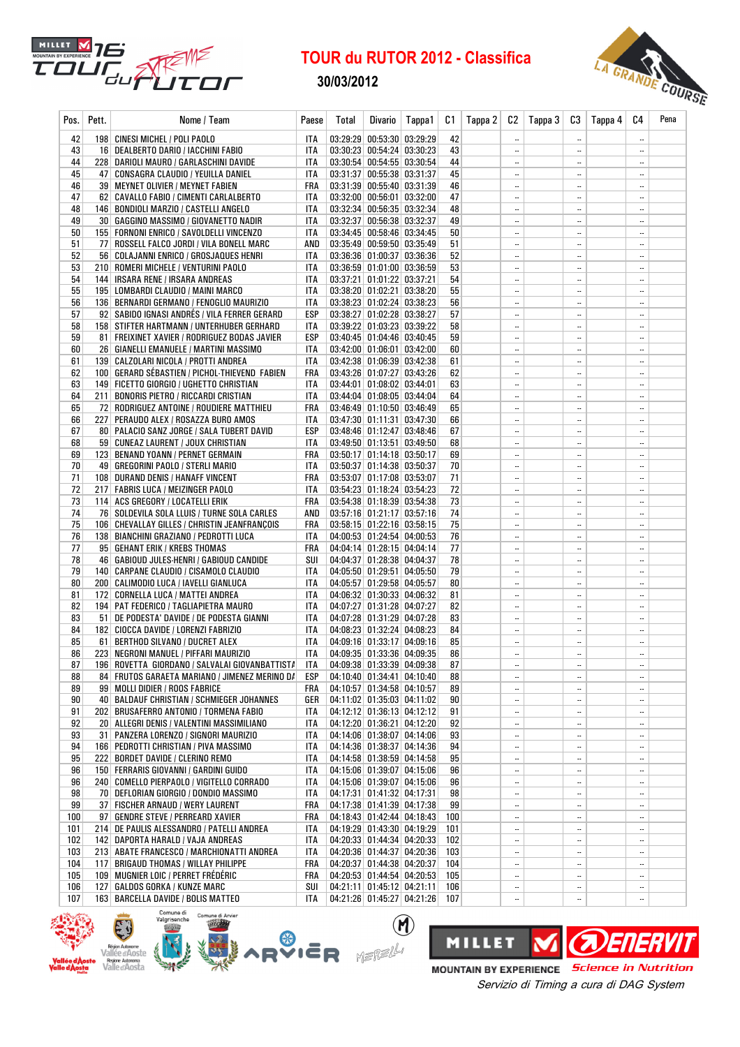# TOUR du RUTOR 2012 - Classifica

**30/03/2012**

| Pos. | Pett. | Nome / Team | Paese | Total | Divario | Tappa1 | C1 | Tappa 2 | C2 | Tappa 3 | C3 | Tappa 4 | C4 | Pena |
|---|---|---|---|---|---|---|---|---|---|---|---|---|---|---|
| 42 | 198 | CINESI MICHEL / POLI PAOLO | ITA | 03:29:29 | 00:53:30 | 03:29:29 | 42 | | -- | | -- | | -- | |
| 43 | 16 | DEALBERTO DARIO / IACCHINI FABIO | ITA | 03:30:23 | 00:54:24 | 03:30:23 | 43 | | -- | | -- | | -- | |
| 44 | 228 | DARIOLI MAURO / GARLASCHINI DAVIDE | ITA | 03:30:54 | 00:54:55 | 03:30:54 | 44 | | -- | | -- | | -- | |
| 45 | 47 | CONSAGRA CLAUDIO / YEUILLA DANIEL | ITA | 03:31:37 | 00:55:38 | 03:31:37 | 45 | | -- | | -- | | -- | |
| 46 | 39 | MEYNET OLIVIER / MEYNET FABIEN | FRA | 03:31:39 | 00:55:40 | 03:31:39 | 46 | | -- | | -- | | -- | |
| 47 | 62 | CAVALLO FABIO / CIMENTI CARLALBERTO | ITA | 03:32:00 | 00:56:01 | 03:32:00 | 47 | | -- | | -- | | -- | |
| 48 | 146 | BONDIOLI MARZIO / CASTELLI ANGELO | ITA | 03:32:34 | 00:56:35 | 03:32:34 | 48 | | -- | | -- | | -- | |
| 49 | 30 | GAGGINO MASSIMO / GIOVANETTO NADIR | ITA | 03:32:37 | 00:56:38 | 03:32:37 | 49 | | -- | | -- | | -- | |
| 50 | 155 | FORNONI ENRICO / SAVOLDELLI VINCENZO | ITA | 03:34:45 | 00:58:46 | 03:34:45 | 50 | | -- | | -- | | -- | |
| 51 | 77 | ROSSELL FALCO JORDI / VILA BONELL MARC | AND | 03:35:49 | 00:59:50 | 03:35:49 | 51 | | -- | | -- | | -- | |
| 52 | 56 | COLAJANNI ENRICO / GROSJAQUES HENRI | ITA | 03:36:36 | 01:00:37 | 03:36:36 | 52 | | -- | | -- | | -- | |
| 53 | 210 | ROMERI MICHELE / VENTURINI PAOLO | ITA | 03:36:59 | 01:01:00 | 03:36:59 | 53 | | -- | | -- | | -- | |
| 54 | 144 | IRSARA RENE / IRSARA ANDREAS | ITA | 03:37:21 | 01:01:22 | 03:37:21 | 54 | | -- | | -- | | -- | |
| 55 | 195 | LOMBARDI CLAUDIO / MAINI MARCO | ITA | 03:38:20 | 01:02:21 | 03:38:20 | 55 | | -- | | -- | | -- | |
| 56 | 136 | BERNARDI GERMANO / FENOGLIO MAURIZIO | ITA | 03:38:23 | 01:02:24 | 03:38:23 | 56 | | -- | | -- | | -- | |
| 57 | 92 | SABIDO IGNASI ANDRÉS / VILA FERRER GERARD | ESP | 03:38:27 | 01:02:28 | 03:38:27 | 57 | | -- | | -- | | -- | |
| 58 | 158 | STIFTER HARTMANN / UNTERHUBER GERHARD | ITA | 03:39:22 | 01:03:23 | 03:39:22 | 58 | | -- | | -- | | -- | |
| 59 | 81 | FREIXINET XAVIER / RODRIGUEZ BODAS JAVIER | ESP | 03:40:45 | 01:04:46 | 03:40:45 | 59 | | -- | | -- | | -- | |
| 60 | 26 | GIANELLI EMANUELE / MARTINI MASSIMO | ITA | 03:42:00 | 01:06:01 | 03:42:00 | 60 | | -- | | -- | | -- | |
| 61 | 139 | CALZOLARI NICOLA / PROTTI ANDREA | ITA | 03:42:38 | 01:06:39 | 03:42:38 | 61 | | -- | | -- | | -- | |
| 62 | 100 | GERARD SÉBASTIEN / PICHOL-THIEVEND FABIEN | FRA | 03:43:26 | 01:07:27 | 03:43:26 | 62 | | -- | | -- | | -- | |
| 63 | 149 | FICETTO GIORGIO / UGHETTO CHRISTIAN | ITA | 03:44:01 | 01:08:02 | 03:44:01 | 63 | | -- | | -- | | -- | |
| 64 | 211 | BONORIS PIETRO / RICCARDI CRISTIAN | ITA | 03:44:04 | 01:08:05 | 03:44:04 | 64 | | -- | | -- | | -- | |
| 65 | 72 | RODRIGUEZ ANTOINE / ROUDIERE MATTHIEU | FRA | 03:46:49 | 01:10:50 | 03:46:49 | 65 | | -- | | -- | | -- | |
| 66 | 227 | PERAUDO ALEX / ROSAZZA BURO AMOS | ITA | 03:47:30 | 01:11:31 | 03:47:30 | 66 | | -- | | -- | | -- | |
| 67 | 80 | PALACIO SANZ JORGE / SALA TUBERT DAVID | ESP | 03:48:46 | 01:12:47 | 03:48:46 | 67 | | -- | | -- | | -- | |
| 68 | 59 | CUNEAZ LAURENT / JOUX CHRISTIAN | ITA | 03:49:50 | 01:13:51 | 03:49:50 | 68 | | -- | | -- | | -- | |
| 69 | 123 | BENAND YOANN / PERNET GERMAIN | FRA | 03:50:17 | 01:14:18 | 03:50:17 | 69 | | -- | | -- | | -- | |
| 70 | 49 | GREGORINI PAOLO / STERLI MARIO | ITA | 03:50:37 | 01:14:38 | 03:50:37 | 70 | | -- | | -- | | -- | |
| 71 | 108 | DURAND DENIS / HANAFF VINCENT | FRA | 03:53:07 | 01:17:08 | 03:53:07 | 71 | | -- | | -- | | -- | |
| 72 | 217 | FABRIS LUCA / MEIZINGER PAOLO | ITA | 03:54:23 | 01:18:24 | 03:54:23 | 72 | | -- | | -- | | -- | |
| 73 | 114 | ACS GREGORY / LOCATELLI ERIK | FRA | 03:54:38 | 01:18:39 | 03:54:38 | 73 | | -- | | -- | | -- | |
| 74 | 76 | SOLDEVILA SOLA LLUIS / TURNE SOLA CARLES | AND | 03:57:16 | 01:21:17 | 03:57:16 | 74 | | -- | | -- | | -- | |
| 75 | 106 | CHEVALLAY GILLES / CHRISTIN JEANFRANÇOIS | FRA | 03:58:15 | 01:22:16 | 03:58:15 | 75 | | -- | | -- | | -- | |
| 76 | 138 | BIANCHINI GRAZIANO / PEDROTTI LUCA | ITA | 04:00:53 | 01:24:54 | 04:00:53 | 76 | | -- | | -- | | -- | |
| 77 | 95 | GEHANT ERIK / KREBS THOMAS | FRA | 04:04:14 | 01:28:15 | 04:04:14 | 77 | | -- | | -- | | -- | |
| 78 | 46 | GABIOUD JULES-HENRI / GABIOUD CANDIDE | SUI | 04:04:37 | 01:28:38 | 04:04:37 | 78 | | -- | | -- | | -- | |
| 79 | 140 | CARPANE CLAUDIO / CISAMOLO CLAUDIO | ITA | 04:05:50 | 01:29:51 | 04:05:50 | 79 | | -- | | -- | | -- | |
| 80 | 200 | CALIMODIO LUCA / IAVELLI GIANLUCA | ITA | 04:05:57 | 01:29:58 | 04:05:57 | 80 | | -- | | -- | | -- | |
| 81 | 172 | CORNELLA LUCA / MATTEI ANDREA | ITA | 04:06:32 | 01:30:33 | 04:06:32 | 81 | | -- | | -- | | -- | |
| 82 | 194 | PAT FEDERICO / TAGLIAPIETRA MAURO | ITA | 04:07:27 | 01:31:28 | 04:07:27 | 82 | | -- | | -- | | -- | |
| 83 | 51 | DE PODESTA' DAVIDE / DE PODESTA GIANNI | ITA | 04:07:28 | 01:31:29 | 04:07:28 | 83 | | -- | | -- | | -- | |
| 84 | 182 | CIOCCA DAVIDE / LORENZI FABRIZIO | ITA | 04:08:23 | 01:32:24 | 04:08:23 | 84 | | -- | | -- | | -- | |
| 85 | 61 | BERTHOD SILVANO / DUCRET ALEX | ITA | 04:09:16 | 01:33:17 | 04:09:16 | 85 | | -- | | -- | | -- | |
| 86 | 223 | NEGRONI MANUEL / PIFFARI MAURIZIO | ITA | 04:09:35 | 01:33:36 | 04:09:35 | 86 | | -- | | -- | | -- | |
| 87 | 196 | ROVETTA GIORDANO / SALVALAI GIOVANBATTISTA | ITA | 04:09:38 | 01:33:39 | 04:09:38 | 87 | | -- | | -- | | -- | |
| 88 | 84 | FRUTOS GARAETA MARIANO / JIMENEZ MERINO DA | ESP | 04:10:40 | 01:34:41 | 04:10:40 | 88 | | -- | | -- | | -- | |
| 89 | 99 | MOLLI DIDIER / ROOS FABRICE | FRA | 04:10:57 | 01:34:58 | 04:10:57 | 89 | | -- | | -- | | -- | |
| 90 | 40 | BALDAUF CHRISTIAN / SCHMIEGER JOHANNES | GER | 04:11:02 | 01:35:03 | 04:11:02 | 90 | | -- | | -- | | -- | |
| 91 | 202 | BRUSAFERRO ANTONIO / TORMENA FABIO | ITA | 04:12:12 | 01:36:13 | 04:12:12 | 91 | | -- | | -- | | -- | |
| 92 | 20 | ALLEGRI DENIS / VALENTINI MASSIMILIANO | ITA | 04:12:20 | 01:36:21 | 04:12:20 | 92 | | -- | | -- | | -- | |
| 93 | 31 | PANZERA LORENZO / SIGNORI MAURIZIO | ITA | 04:14:06 | 01:38:07 | 04:14:06 | 93 | | -- | | -- | | -- | |
| 94 | 166 | PEDROTTI CHRISTIAN / PIVA MASSIMO | ITA | 04:14:36 | 01:38:37 | 04:14:36 | 94 | | -- | | -- | | -- | |
| 95 | 222 | BORDET DAVIDE / CLERINO REMO | ITA | 04:14:58 | 01:38:59 | 04:14:58 | 95 | | -- | | -- | | -- | |
| 96 | 150 | FERRARIS GIOVANNI / GARDINI GUIDO | ITA | 04:15:06 | 01:39:07 | 04:15:06 | 96 | | -- | | -- | | -- | |
| 96 | 240 | COMELLO PIERPAOLO / VIGITELLO CORRADO | ITA | 04:15:06 | 01:39:07 | 04:15:06 | 96 | | -- | | -- | | -- | |
| 98 | 70 | DEFLORIAN GIORGIO / DONDIO MASSIMO | ITA | 04:17:31 | 01:41:32 | 04:17:31 | 98 | | -- | | -- | | -- | |
| 99 | 37 | FISCHER ARNAUD / WERY LAURENT | FRA | 04:17:38 | 01:41:39 | 04:17:38 | 99 | | -- | | -- | | -- | |
| 100 | 97 | GENDRE STEVE / PERREARD XAVIER | FRA | 04:18:43 | 01:42:44 | 04:18:43 | 100 | | -- | | -- | | -- | |
| 101 | 214 | DE PAULIS ALESSANDRO / PATELLI ANDREA | ITA | 04:19:29 | 01:43:30 | 04:19:29 | 101 | | -- | | -- | | -- | |
| 102 | 142 | DAPORTA HARALD / VAJA ANDREAS | ITA | 04:20:33 | 01:44:34 | 04:20:33 | 102 | | -- | | -- | | -- | |
| 103 | 213 | ABATE FRANCESCO / MARCHIONATTI ANDREA | ITA | 04:20:36 | 01:44:37 | 04:20:36 | 103 | | -- | | -- | | -- | |
| 104 | 117 | BRIGAUD THOMAS / WILLAY PHILIPPE | FRA | 04:20:37 | 01:44:38 | 04:20:37 | 104 | | -- | | -- | | -- | |
| 105 | 109 | MUGNIER LOIC / PERRET FRÉDÉRIC | FRA | 04:20:53 | 01:44:54 | 04:20:53 | 105 | | -- | | -- | | -- | |
| 106 | 127 | GALDOS GORKA / KUNZE MARC | SUI | 04:21:11 | 01:45:12 | 04:21:11 | 106 | | -- | | -- | | -- | |
| 107 | 163 | BARCELLA DAVIDE / BOLIS MATTEO | ITA | 04:21:26 | 01:45:27 | 04:21:26 | 107 | | -- | | -- | | -- | |

*Servizio di Timing a cura di DAG System*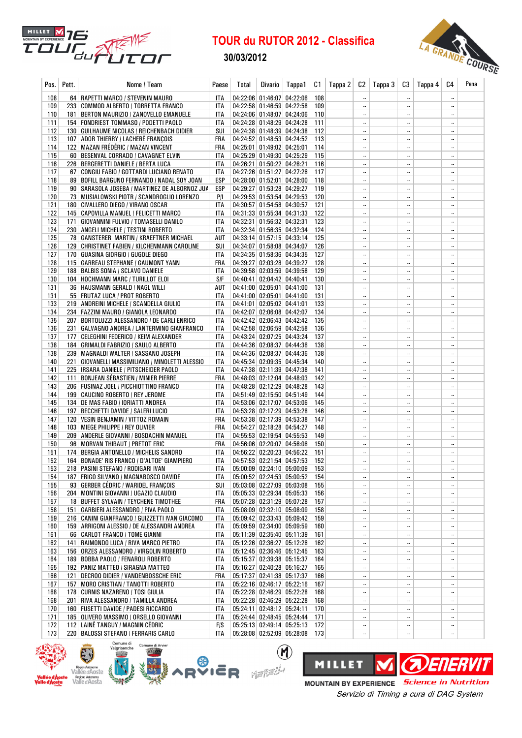# TOUR du RUTOR 2012 - Classifica

**30/03/2012**

| Pos. | Pett. | Nome / Team | Paese | Total | Divario | Tappa1 | C1 | Tappa 2 | C2 | Tappa 3 | C3 | Tappa 4 | C4 | Pena |
|---|---|---|---|---|---|---|---|---|---|---|---|---|---|---|
| 108 | 64 | RAPETTI MARCO / STEVENIN MAURO | ITA | 04:22:06 | 01:46:07 | 04:22:06 | 108 | | -- | | -- | | -- | |
| 109 | 233 | COMMOD ALBERTO / TORRETTA FRANCO | ITA | 04:22:58 | 01:46:59 | 04:22:58 | 109 | | -- | | -- | | -- | |
| 110 | 181 | BERTON MAURIZIO / ZANOVELLO EMANUELE | ITA | 04:24:06 | 01:48:07 | 04:24:06 | 110 | | -- | | -- | | -- | |
| 111 | 154 | FONDRIEST TOMMASO / PODETTI PAOLO | ITA | 04:24:28 | 01:48:29 | 04:24:28 | 111 | | -- | | -- | | -- | |
| 112 | 130 | GUILHAUME NICOLAS / REICHENBACH DIDIER | SUI | 04:24:38 | 01:48:39 | 04:24:38 | 112 | | -- | | -- | | -- | |
| 113 | 107 | ADOR THIERRY / LACHERÉ FRANÇOIS | FRA | 04:24:52 | 01:48:53 | 04:24:52 | 113 | | -- | | -- | | -- | |
| 114 | 122 | MAZAN FRÉDÉRIC / MAZAN VINCENT | FRA | 04:25:01 | 01:49:02 | 04:25:01 | 114 | | -- | | -- | | -- | |
| 115 | 60 | BESENVAL CORRADO / CAVAGNET ELVIN | ITA | 04:25:29 | 01:49:30 | 04:25:29 | 115 | | -- | | -- | | -- | |
| 116 | 226 | BERGERETTI DANIELE / BERTA LUCA | ITA | 04:26:21 | 01:50:22 | 04:26:21 | 116 | | -- | | -- | | -- | |
| 117 | 67 | CONGIU FABIO / GOTTARDI LUCIANO RENATO | ITA | 04:27:26 | 01:51:27 | 04:27:26 | 117 | | -- | | -- | | -- | |
| 118 | 89 | BOFILL BARGUNO FERNANDO / NADAL SOY JOAN | ESP | 04:28:00 | 01:52:01 | 04:28:00 | 118 | | -- | | -- | | -- | |
| 119 | 90 | SARASOLA JOSEBA / MARTINEZ DE ALBORNOZ JUA | ESP | 04:29:27 | 01:53:28 | 04:29:27 | 119 | | -- | | -- | | -- | |
| 120 | 73 | MUSIALOWSKI PIOTR / SCANDROGLIO LORENZO | P/I | 04:29:53 | 01:53:54 | 04:29:53 | 120 | | -- | | -- | | -- | |
| 121 | 180 | CIVALLERO DIEGO / VIRANO OSCAR | ITA | 04:30:57 | 01:54:58 | 04:30:57 | 121 | | -- | | -- | | -- | |
| 122 | 145 | CAPOVILLA MANUEL / FELICETTI MARCO | ITA | 04:31:33 | 01:55:34 | 04:31:33 | 122 | | -- | | -- | | -- | |
| 123 | 171 | GIOVANNINI FULVIO / TOMASELLI DANILO | ITA | 04:32:31 | 01:56:32 | 04:32:31 | 123 | | -- | | -- | | -- | |
| 124 | 230 | ANGELI MICHELE / TESTINI ROBERTO | ITA | 04:32:34 | 01:56:35 | 04:32:34 | 124 | | -- | | -- | | -- | |
| 125 | 78 | GANSTERER MARTIN / KRAEFTNER MICHAEL | AUT | 04:33:14 | 01:57:15 | 04:33:14 | 125 | | -- | | -- | | -- | |
| 126 | 129 | CHRISTINET FABIEN / KILCHENMANN CAROLINE | SUI | 04:34:07 | 01:58:08 | 04:34:07 | 126 | | -- | | -- | | -- | |
| 127 | 170 | GUASINA GIORGIO / GUGOLE DIEGO | ITA | 04:34:35 | 01:58:36 | 04:34:35 | 127 | | -- | | -- | | -- | |
| 128 | 115 | GARREAU STEPHANE / GAUMONT YANN | FRA | 04:39:27 | 02:03:28 | 04:39:27 | 128 | | -- | | -- | | -- | |
| 129 | 188 | BALBIS SONIA / SCLAVO DANIELE | ITA | 04:39:58 | 02:03:59 | 04:39:58 | 129 | | -- | | -- | | -- | |
| 130 | 104 | HOCHMANN MARC / TURILLOT ELOI | S/F | 04:40:41 | 02:04:42 | 04:40:41 | 130 | | -- | | -- | | -- | |
| 131 | 36 | HAUSMANN GERALD / NAGL WILLI | AUT | 04:41:00 | 02:05:01 | 04:41:00 | 131 | | -- | | -- | | -- | |
| 131 | 55 | FRUTAZ LUCA / PROT ROBERTO | ITA | 04:41:00 | 02:05:01 | 04:41:00 | 131 | | -- | | -- | | -- | |
| 133 | 219 | ANDREINI MICHELE / SCANDELLA GIULIO | ITA | 04:41:01 | 02:05:02 | 04:41:01 | 133 | | -- | | -- | | -- | |
| 134 | 234 | FAZZINI MAURO / GIANOLA LEONARDO | ITA | 04:42:07 | 02:06:08 | 04:42:07 | 134 | | -- | | -- | | -- | |
| 135 | 207 | BORTOLUZZI ALESSANDRO / DE CARLI ENRICO | ITA | 04:42:42 | 02:06:43 | 04:42:42 | 135 | | -- | | -- | | -- | |
| 136 | 231 | GALVAGNO ANDREA / LANTERMINO GIANFRANCO | ITA | 04:42:58 | 02:06:59 | 04:42:58 | 136 | | -- | | -- | | -- | |
| 137 | 177 | CELEGHINI FEDERICO / KEIM ALEXANDER | ITA | 04:43:24 | 02:07:25 | 04:43:24 | 137 | | -- | | -- | | -- | |
| 138 | 184 | GRIMALDI FABRIZIO / SAULO ALBERTO | ITA | 04:44:36 | 02:08:37 | 04:44:36 | 138 | | -- | | -- | | -- | |
| 138 | 239 | MAGNALDI WALTER / SASSANO JOSEPH | ITA | 04:44:36 | 02:08:37 | 04:44:36 | 138 | | -- | | -- | | -- | |
| 140 | 221 | GIOVANELLI MASSIMILIANO / MINOLETTI ALESSIO | ITA | 04:45:34 | 02:09:35 | 04:45:34 | 140 | | -- | | -- | | -- | |
| 141 | 225 | IRSARA DANIELE / PITSCHEIDER PAOLO | ITA | 04:47:38 | 02:11:39 | 04:47:38 | 141 | | -- | | -- | | -- | |
| 142 | 111 | BONJEAN SÉBASTIEN / MINIER PIERRE | FRA | 04:48:03 | 02:12:04 | 04:48:03 | 142 | | -- | | -- | | -- | |
| 143 | 206 | FUSINAZ JOEL / PICCHIOTTINO FRANCO | ITA | 04:48:28 | 02:12:29 | 04:48:28 | 143 | | -- | | -- | | -- | |
| 144 | 199 | CAUCINO ROBERTO / REY JEROME | ITA | 04:51:49 | 02:15:50 | 04:51:49 | 144 | | -- | | -- | | -- | |
| 145 | 134 | DE MAS FABIO / IORIATTI ANDREA | ITA | 04:53:06 | 02:17:07 | 04:53:06 | 145 | | -- | | -- | | -- | |
| 146 | 197 | BECCHETTI DAVIDE / SALERI LUCIO | ITA | 04:53:28 | 02:17:29 | 04:53:28 | 146 | | -- | | -- | | -- | |
| 147 | 120 | VESIN BENJAMIN / VITTOZ ROMAIN | FRA | 04:53:38 | 02:17:39 | 04:53:38 | 147 | | -- | | -- | | -- | |
| 148 | 103 | MIEGE PHILIPPE / REY OLIVIER | FRA | 04:54:27 | 02:18:28 | 04:54:27 | 148 | | -- | | -- | | -- | |
| 149 | 209 | ANDERLE GIOVANNI / BOSDACHIN MANUEL | ITA | 04:55:53 | 02:19:54 | 04:55:53 | 149 | | -- | | -- | | -- | |
| 150 | 96 | MORVAN THIBAUT / PRETOT ERIC | FRA | 04:56:06 | 02:20:07 | 04:56:06 | 150 | | -- | | -- | | -- | |
| 151 | 174 | BERGIA ANTONELLO / MICHELIS SANDRO | ITA | 04:56:22 | 02:20:23 | 04:56:22 | 151 | | -- | | -- | | -- | |
| 152 | 164 | BONADE' RIS FRANCO / D'ALTOE' GIAMPIERO | ITA | 04:57:53 | 02:21:54 | 04:57:53 | 152 | | -- | | -- | | -- | |
| 153 | 218 | PASINI STEFANO / RODIGARI IVAN | ITA | 05:00:09 | 02:24:10 | 05:00:09 | 153 | | -- | | -- | | -- | |
| 154 | 187 | FRIGO SILVANO / MAGNABOSCO DAVIDE | ITA | 05:00:52 | 02:24:53 | 05:00:52 | 154 | | -- | | -- | | -- | |
| 155 | 93 | GERBER CÉDRIC / WARIDEL FRANÇOIS | SUI | 05:03:08 | 02:27:09 | 05:03:08 | 155 | | -- | | -- | | -- | |
| 156 | 204 | MONTINI GIOVANNI / UGAZIO CLAUDIO | ITA | 05:05:33 | 02:29:34 | 05:05:33 | 156 | | -- | | -- | | -- | |
| 157 | 18 | BUFFET SYLVAIN / TEYCHENE TIMOTHEE | FRA | 05:07:28 | 02:31:29 | 05:07:28 | 157 | | -- | | -- | | -- | |
| 158 | 151 | GARBIERI ALESSANDRO / PIVA PAOLO | ITA | 05:08:09 | 02:32:10 | 05:08:09 | 158 | | -- | | -- | | -- | |
| 159 | 216 | CANINI GIANFRANCO / GUIZZETTI IVAN GIACOMO | ITA | 05:09:42 | 02:33:43 | 05:09:42 | 159 | | -- | | -- | | -- | |
| 160 | 159 | ARRIGONI ALESSIO / DE ALESSANDRI ANDREA | ITA | 05:09:59 | 02:34:00 | 05:09:59 | 160 | | -- | | -- | | -- | |
| 161 | 66 | CARLOT FRANCO / TOME GIANNI | ITA | 05:11:39 | 02:35:40 | 05:11:39 | 161 | | -- | | -- | | -- | |
| 162 | 141 | RAIMONDO LUCA / RIVA MARCO PIETRO | ITA | 05:12:26 | 02:36:27 | 05:12:26 | 162 | | -- | | -- | | -- | |
| 163 | 156 | ORZES ALESSANDRO / VIRGOLIN ROBERTO | ITA | 05:12:45 | 02:36:46 | 05:12:45 | 163 | | -- | | -- | | -- | |
| 164 | 189 | BOBBA PAOLO / FENAROLI ROBERTO | ITA | 05:15:37 | 02:39:38 | 05:15:37 | 164 | | -- | | -- | | -- | |
| 165 | 192 | PANIZ MATTEO / SIRAGNA MATTEO | ITA | 05:16:27 | 02:40:28 | 05:16:27 | 165 | | -- | | -- | | -- | |
| 166 | 121 | DECROO DIDIER / VANDENBOSSCHE ERIC | FRA | 05:17:37 | 02:41:38 | 05:17:37 | 166 | | -- | | -- | | -- | |
| 167 | 157 | MORO CRISTIAN / TANOTTI ROBERTO | ITA | 05:22:16 | 02:46:17 | 05:22:16 | 167 | | -- | | -- | | -- | |
| 168 | 178 | CURNIS NAZARENO / TOSI GIULIA | ITA | 05:22:28 | 02:46:29 | 05:22:28 | 168 | | -- | | -- | | -- | |
| 168 | 201 | RIVA ALESSANDRO / TAMILLA ANDREA | ITA | 05:22:28 | 02:46:29 | 05:22:28 | 168 | | -- | | -- | | -- | |
| 170 | 160 | FUSETTI DAVIDE / PADESI RICCARDO | ITA | 05:24:11 | 02:48:12 | 05:24:11 | 170 | | -- | | -- | | -- | |
| 171 | 185 | OLIVERO MASSIMO / ORSELLO GIOVANNI | ITA | 05:24:44 | 02:48:45 | 05:24:44 | 171 | | -- | | -- | | -- | |
| 172 | 112 | LAINÉ TANGUY / MAGNIN CÉDRIC | F/S | 05:25:13 | 02:49:14 | 05:25:13 | 172 | | -- | | -- | | -- | |
| 173 | 220 | BALOSSI STEFANO / FERRARIS CARLO | ITA | 05:28:08 | 02:52:09 | 05:28:08 | 173 | | -- | | -- | | -- | |

*Servizio di Timing a cura di DAG System*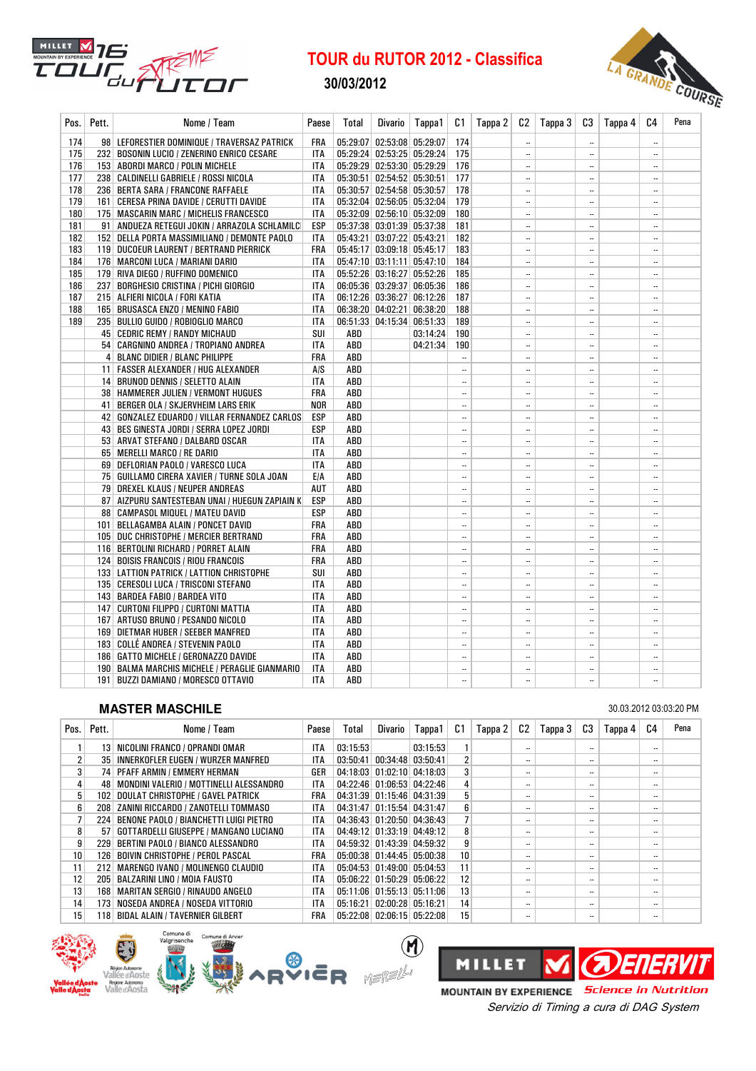# TOUR du RUTOR 2012 - Classifica

**30/03/2012**

| Pos. | Pett. | Nome / Team | Paese | Total | Divario | Tappa1 | C1 | Tappa 2 | C2 | Tappa 3 | C3 | Tappa 4 | C4 | Pena |
|---|---|---|---|---|---|---|---|---|---|---|---|---|---|---|
| 174 | 98 | LEFORESTIER DOMINIQUE / TRAVERSAZ PATRICK | FRA | 05:29:07 | 02:53:08 | 05:29:07 | 174 | | -- | | -- | | -- | |
| 175 | 232 | BOSONIN LUCIO / ZENERINO ENRICO CESARE | ITA | 05:29:24 | 02:53:25 | 05:29:24 | 175 | | -- | | -- | | -- | |
| 176 | 153 | ABORDI MARCO / POLIN MICHELE | ITA | 05:29:29 | 02:53:30 | 05:29:29 | 176 | | -- | | -- | | -- | |
| 177 | 238 | CALDINELLI GABRIELE / ROSSI NICOLA | ITA | 05:30:51 | 02:54:52 | 05:30:51 | 177 | | -- | | -- | | -- | |
| 178 | 236 | BERTA SARA / FRANCONE RAFFAELE | ITA | 05:30:57 | 02:54:58 | 05:30:57 | 178 | | -- | | -- | | -- | |
| 179 | 161 | CERESA PRINA DAVIDE / CERUTTI DAVIDE | ITA | 05:32:04 | 02:56:05 | 05:32:04 | 179 | | -- | | -- | | -- | |
| 180 | 175 | MASCARIN MARC / MICHELIS FRANCESCO | ITA | 05:32:09 | 02:56:10 | 05:32:09 | 180 | | -- | | -- | | -- | |
| 181 | 91 | ANDUEZA RETEGUI JOKIN / ARRAZOLA SCHLAMILC | ESP | 05:37:38 | 03:01:39 | 05:37:38 | 181 | | -- | | -- | | -- | |
| 182 | 152 | DELLA PORTA MASSIMILIANO / DEMONTE PAOLO | ITA | 05:43:21 | 03:07:22 | 05:43:21 | 182 | | -- | | -- | | -- | |
| 183 | 119 | DUCOEUR LAURENT / BERTRAND PIERRICK | FRA | 05:45:17 | 03:09:18 | 05:45:17 | 183 | | -- | | -- | | -- | |
| 184 | 176 | MARCONI LUCA / MARIANI DARIO | ITA | 05:47:10 | 03:11:11 | 05:47:10 | 184 | | -- | | -- | | -- | |
| 185 | 179 | RIVA DIEGO / RUFFINO DOMENICO | ITA | 05:52:26 | 03:16:27 | 05:52:26 | 185 | | -- | | -- | | -- | |
| 186 | 237 | BORGHESIO CRISTINA / PICHI GIORGIO | ITA | 06:05:36 | 03:29:37 | 06:05:36 | 186 | | -- | | -- | | -- | |
| 187 | 215 | ALFIERI NICOLA / FORI KATIA | ITA | 06:12:26 | 03:36:27 | 06:12:26 | 187 | | -- | | -- | | -- | |
| 188 | 165 | BRUSASCA ENZO / MENINO FABIO | ITA | 06:38:20 | 04:02:21 | 06:38:20 | 188 | | -- | | -- | | -- | |
| 189 | 235 | BULLIO GUIDO / ROBIOGLIO MARCO | ITA | 06:51:33 | 04:15:34 | 06:51:33 | 189 | | -- | | -- | | -- | |
| | 45 | CEDRIC REMY / RANDY MICHAUD | SUI | ABD | | 03:14:24 | 190 | | -- | | -- | | -- | |
| | 54 | CARGNINO ANDREA / TROPIANO ANDREA | ITA | ABD | | 04:21:34 | 190 | | -- | | -- | | -- | |
| | 4 | BLANC DIDIER / BLANC PHILIPPE | FRA | ABD | | | -- | | -- | | -- | | -- | |
| | 11 | FASSER ALEXANDER / HUG ALEXANDER | A/S | ABD | | | -- | | -- | | -- | | -- | |
| | 14 | BRUNOD DENNIS / SELETTO ALAIN | ITA | ABD | | | -- | | -- | | -- | | -- | |
| | 38 | HAMMERER JULIEN / VERMONT HUGUES | FRA | ABD | | | -- | | -- | | -- | | -- | |
| | 41 | BERGER OLA / SKJERVHEIM LARS ERIK | NOR | ABD | | | -- | | -- | | -- | | -- | |
| | 42 | GONZALEZ EDUARDO / VILLAR FERNANDEZ CARLOS | ESP | ABD | | | -- | | -- | | -- | | -- | |
| | 43 | BES GINESTA JORDI / SERRA LOPEZ JORDI | ESP | ABD | | | -- | | -- | | -- | | -- | |
| | 53 | ARVAT STEFANO / DALBARD OSCAR | ITA | ABD | | | -- | | -- | | -- | | -- | |
| | 65 | MERELLI MARCO / RE DARIO | ITA | ABD | | | -- | | -- | | -- | | -- | |
| | 69 | DEFLORIAN PAOLO / VARESCO LUCA | ITA | ABD | | | -- | | -- | | -- | | -- | |
| | 75 | GUILLAMO CIRERA XAVIER / TURNE SOLA JOAN | E/A | ABD | | | -- | | -- | | -- | | -- | |
| | 79 | DREXEL KLAUS / NEUPER ANDREAS | AUT | ABD | | | -- | | -- | | -- | | -- | |
| | 87 | AIZPURU SANTESTEBAN UNAI / HUEGUN ZAPIAIN K | ESP | ABD | | | -- | | -- | | -- | | -- | |
| | 88 | CAMPASOL MIQUEL / MATEU DAVID | ESP | ABD | | | -- | | -- | | -- | | -- | |
| | 101 | BELLAGAMBA ALAIN / PONCET DAVID | FRA | ABD | | | -- | | -- | | -- | | -- | |
| | 105 | DUC CHRISTOPHE / MERCIER BERTRAND | FRA | ABD | | | -- | | -- | | -- | | -- | |
| | 116 | BERTOLINI RICHARD / PORRET ALAIN | FRA | ABD | | | -- | | -- | | -- | | -- | |
| | 124 | BOISIS FRANCOIS / RIOU FRANCOIS | FRA | ABD | | | -- | | -- | | -- | | -- | |
| | 133 | LATTION PATRICK / LATTION CHRISTOPHE | SUI | ABD | | | -- | | -- | | -- | | -- | |
| | 135 | CERESOLI LUCA / TRISCONI STEFANO | ITA | ABD | | | -- | | -- | | -- | | -- | |
| | 143 | BARDEA FABIO / BARDEA VITO | ITA | ABD | | | -- | | -- | | -- | | -- | |
| | 147 | CURTONI FILIPPO / CURTONI MATTIA | ITA | ABD | | | -- | | -- | | -- | | -- | |
| | 167 | ARTUSO BRUNO / PESANDO NICOLO | ITA | ABD | | | -- | | -- | | -- | | -- | |
| | 169 | DIETMAR HUBER / SEEBER MANFRED | ITA | ABD | | | -- | | -- | | -- | | -- | |
| | 183 | COLLÉ ANDREA / STEVENIN PAOLO | ITA | ABD | | | -- | | -- | | -- | | -- | |
| | 186 | GATTO MICHELE / GERONAZZO DAVIDE | ITA | ABD | | | -- | | -- | | -- | | -- | |
| | 190 | BALMA MARCHIS MICHELE / PERAGLIE GIANMARIO | ITA | ABD | | | -- | | -- | | -- | | -- | |
| | 191 | BUZZI DAMIANO / MORESCO OTTAVIO | ITA | ABD | | | -- | | -- | | -- | | -- | |

## MASTER MASCHILE

30.03.2012 03:03:20 PM

| Pos. | Pett. | Nome / Team | Paese | Total | Divario | Tappa1 | C1 | Tappa 2 | C2 | Tappa 3 | C3 | Tappa 4 | C4 | Pena |
|---|---|---|---|---|---|---|---|---|---|---|---|---|---|---|
| 1 | 13 | NICOLINI FRANCO / OPRANDI OMAR | ITA | 03:15:53 | | 03:15:53 | 1 | | -- | | -- | | -- | |
| 2 | 35 | INNERKOFLER EUGEN / WURZER MANFRED | ITA | 03:50:41 | 00:34:48 | 03:50:41 | 2 | | -- | | -- | | -- | |
| 3 | 74 | PFAFF ARMIN / EMMERY HERMAN | GER | 04:18:03 | 01:02:10 | 04:18:03 | 3 | | -- | | -- | | -- | |
| 4 | 48 | MONDINI VALERIO / MOTTINELLI ALESSANDRO | ITA | 04:22:46 | 01:06:53 | 04:22:46 | 4 | | -- | | -- | | -- | |
| 5 | 102 | DOULAT CHRISTOPHE / GAVEL PATRICK | FRA | 04:31:39 | 01:15:46 | 04:31:39 | 5 | | -- | | -- | | -- | |
| 6 | 208 | ZANINI RICCARDO / ZANOTELLI TOMMASO | ITA | 04:31:47 | 01:15:54 | 04:31:47 | 6 | | -- | | -- | | -- | |
| 7 | 224 | BENONE PAOLO / BIANCHETTI LUIGI PIETRO | ITA | 04:36:43 | 01:20:50 | 04:36:43 | 7 | | -- | | -- | | -- | |
| 8 | 57 | GOTTARDELLI GIUSEPPE / MANGANO LUCIANO | ITA | 04:49:12 | 01:33:19 | 04:49:12 | 8 | | -- | | -- | | -- | |
| 9 | 229 | BERTINI PAOLO / BIANCO ALESSANDRO | ITA | 04:59:32 | 01:43:39 | 04:59:32 | 9 | | -- | | -- | | -- | |
| 10 | 126 | BOIVIN CHRISTOPHE / PEROL PASCAL | FRA | 05:00:38 | 01:44:45 | 05:00:38 | 10 | | -- | | -- | | -- | |
| 11 | 212 | MARENGO IVANO / MOLINENGO CLAUDIO | ITA | 05:04:53 | 01:49:00 | 05:04:53 | 11 | | -- | | -- | | -- | |
| 12 | 205 | BALZARINI LINO / MOIA FAUSTO | ITA | 05:06:22 | 01:50:29 | 05:06:22 | 12 | | -- | | -- | | -- | |
| 13 | 168 | MARITAN SERGIO / RINAUDO ANGELO | ITA | 05:11:06 | 01:55:13 | 05:11:06 | 13 | | -- | | -- | | -- | |
| 14 | 173 | NOSEDA ANDREA / NOSEDA VITTORIO | ITA | 05:16:21 | 02:00:28 | 05:16:21 | 14 | | -- | | -- | | -- | |
| 15 | 118 | BIDAL ALAIN / TAVERNIER GILBERT | FRA | 05:22:08 | 02:06:15 | 05:22:08 | 15 | | -- | | -- | | -- | |

Servizio di Timing a cura di DAG System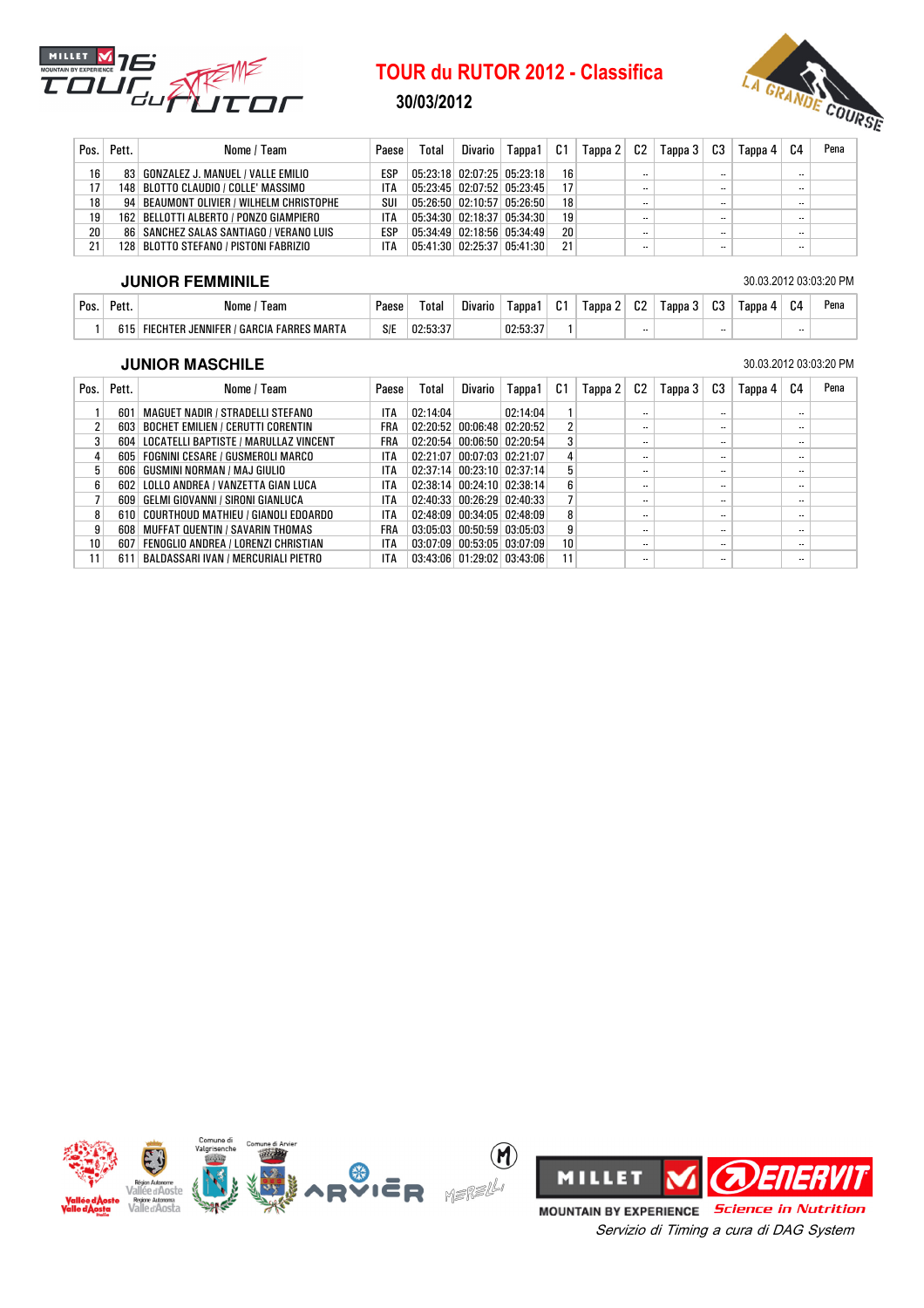# TOUR du RUTOR 2012 - Classifica

**30/03/2012**

| Pos. | Pett. | Nome / Team | Paese | Total | Divario | Tappa1 | C1 | Tappa 2 | C2 | Tappa 3 | C3 | Tappa 4 | C4 | Pena |
|---|---|---|---|---|---|---|---|---|---|---|---|---|---|---|
| 16 | 83 | GONZALEZ J. MANUEL / VALLE EMILIO | ESP | 05:23:18 | 02:07:25 | 05:23:18 | 16 | | -- | | -- | | -- | |
| 17 | 148 | BLOTTO CLAUDIO / COLLE' MASSIMO | ITA | 05:23:45 | 02:07:52 | 05:23:45 | 17 | | -- | | -- | | -- | |
| 18 | 94 | BEAUMONT OLIVIER / WILHELM CHRISTOPHE | SUI | 05:26:50 | 02:10:57 | 05:26:50 | 18 | | -- | | -- | | -- | |
| 19 | 162 | BELLOTTI ALBERTO / PONZO GIAMPIERO | ITA | 05:34:30 | 02:18:37 | 05:34:30 | 19 | | -- | | -- | | -- | |
| 20 | 86 | SANCHEZ SALAS SANTIAGO / VERANO LUIS | ESP | 05:34:49 | 02:18:56 | 05:34:49 | 20 | | -- | | -- | | -- | |
| 21 | 128 | BLOTTO STEFANO / PISTONI FABRIZIO | ITA | 05:41:30 | 02:25:37 | 05:41:30 | 21 | | -- | | -- | | -- | |

## JUNIOR FEMMINILE

30.03.2012 03:03:20 PM

| Pos. | Pett. | Nome / Team | Paese | Total | Divario | Tappa1 | C1 | Tappa 2 | C2 | Tappa 3 | C3 | Tappa 4 | C4 | Pena |
|---|---|---|---|---|---|---|---|---|---|---|---|---|---|---|
| 1 | 615 | FIECHTER JENNIFER / GARCIA FARRES MARTA | S/E | 02:53:37 | | 02:53:37 | 1 | | -- | | -- | | -- | |

## JUNIOR MASCHILE

30.03.2012 03:03:20 PM

| Pos. | Pett. | Nome / Team | Paese | Total | Divario | Tappa1 | C1 | Tappa 2 | C2 | Tappa 3 | C3 | Tappa 4 | C4 | Pena |
|---|---|---|---|---|---|---|---|---|---|---|---|---|---|---|
| 1 | 601 | MAGUET NADIR / STRADELLI STEFANO | ITA | 02:14:04 | | 02:14:04 | 1 | | -- | | -- | | -- | |
| 2 | 603 | BOCHET EMILIEN / CERUTTI CORENTIN | FRA | 02:20:52 | 00:06:48 | 02:20:52 | 2 | | -- | | -- | | -- | |
| 3 | 604 | LOCATELLI BAPTISTE / MARULLAZ VINCENT | FRA | 02:20:54 | 00:06:50 | 02:20:54 | 3 | | -- | | -- | | -- | |
| 4 | 605 | FOGNINI CESARE / GUSMEROLI MARCO | ITA | 02:21:07 | 00:07:03 | 02:21:07 | 4 | | -- | | -- | | -- | |
| 5 | 606 | GUSMINI NORMAN / MAJ GIULIO | ITA | 02:37:14 | 00:23:10 | 02:37:14 | 5 | | -- | | -- | | -- | |
| 6 | 602 | LOLLO ANDREA / VANZETTA GIAN LUCA | ITA | 02:38:14 | 00:24:10 | 02:38:14 | 6 | | -- | | -- | | -- | |
| 7 | 609 | GELMI GIOVANNI / SIRONI GIANLUCA | ITA | 02:40:33 | 00:26:29 | 02:40:33 | 7 | | -- | | -- | | -- | |
| 8 | 610 | COURTHOUD MATHIEU / GIANOLI EDOARDO | ITA | 02:48:09 | 00:34:05 | 02:48:09 | 8 | | -- | | -- | | -- | |
| 9 | 608 | MUFFAT QUENTIN / SAVARIN THOMAS | FRA | 03:05:03 | 00:50:59 | 03:05:03 | 9 | | -- | | -- | | -- | |
| 10 | 607 | FENOGLIO ANDREA / LORENZI CHRISTIAN | ITA | 03:07:09 | 00:53:05 | 03:07:09 | 10 | | -- | | -- | | -- | |
| 11 | 611 | BALDASSARI IVAN / MERCURIALI PIETRO | ITA | 03:43:06 | 01:29:02 | 03:43:06 | 11 | | -- | | -- | | -- | |

*Servizio di Timing a cura di DAG System*